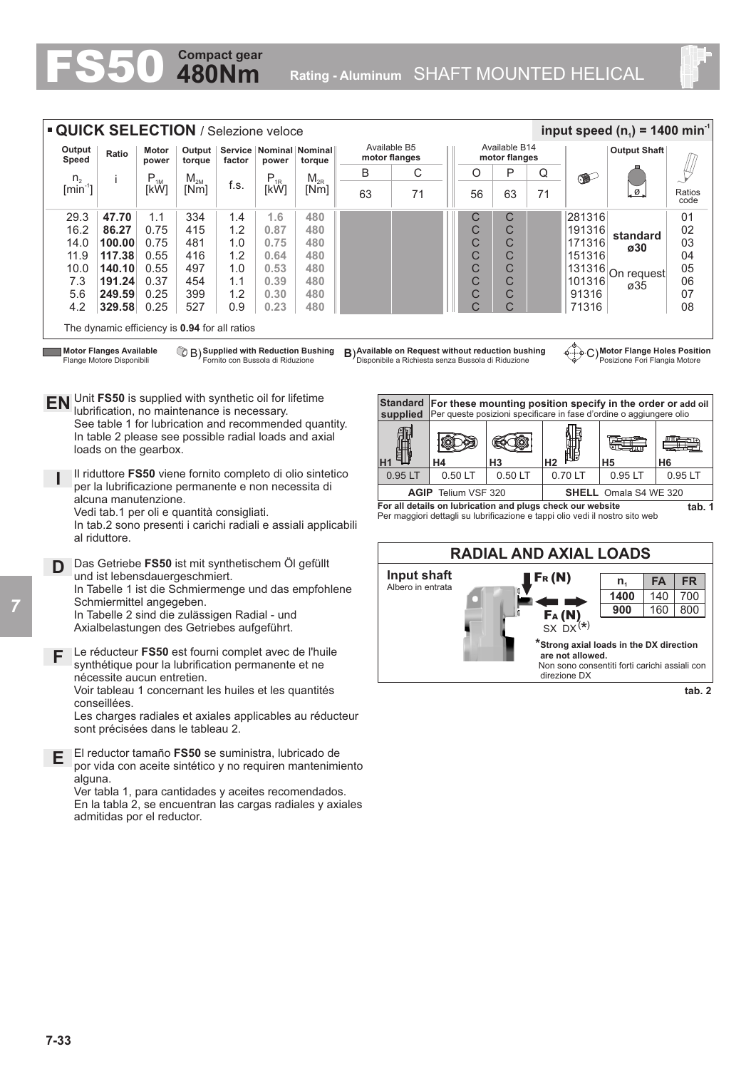# FS50 Compact gear 480Nm

Rating - Aluminum SHAFT MOUNTED HELICAL

## QUICK SELECTION / Selezione veloce

input speed ($n_1$) = 1400 min$^{-1}$

| Output Speed $n_2$ [min$^{-1}$] | Ratio i | Motor power $P_{1M}$ [kW] | Output torque $M_{2M}$ [Nm] | Service factor f.s. | Nominal power $P_{1R}$ [kW] | Nominal torque $M_{2R}$ [Nm] | Available B5 motor flanges B 63 | Available B5 motor flanges C 71 | Available B14 motor flanges O 56 | Available B14 motor flanges P 63 | Available B14 motor flanges Q 71 | | Output Shaft | Ratios code |
|---|---|---|---|---|---|---|---|---|---|---|---|---|---|---|
| 29.3 | **47.70** | 1.1 | 334 | 1.4 | 1.6 | 480 | | | C | C | | 281316 | standard ø30 | 01 |
| 16.2 | **86.27** | 0.75 | 415 | 1.2 | 0.87 | 480 | | | C | C | | 191316 | | 02 |
| 14.0 | **100.00** | 0.75 | 481 | 1.0 | 0.75 | 480 | | | C | C | | 171316 | | 03 |
| 11.9 | **117.38** | 0.55 | 416 | 1.2 | 0.64 | 480 | | | C | C | | 151316 | | 04 |
| 10.0 | **140.10** | 0.55 | 497 | 1.0 | 0.53 | 480 | | | C | C | | 131316 | On request ø35 | 05 |
| 7.3 | **191.24** | 0.37 | 454 | 1.1 | 0.39 | 480 | | | C | C | | 101316 | | 06 |
| 5.6 | **249.59** | 0.25 | 399 | 1.2 | 0.30 | 480 | | | C | C | | 91316 | | 07 |
| 4.2 | **329.58** | 0.25 | 527 | 0.9 | 0.23 | 480 | | | C | C | | 71316 | | 08 |

The dynamic efficiency is **0.94** for all ratios

**Motor Flanges Available** / Flange Motore Disponibili — B) **Supplied with Reduction Bushing** / Fornito con Bussola di Riduzione — B) **Available on Request without reduction bushing** / Disponibile a Richiesta senza Bussola di Riduzione — C) **Motor Flange Holes Position** / Posizione Fori Flangia Motore

**EN** Unit **FS50** is supplied with synthetic oil for lifetime lubrification, no maintenance is necessary.
See table 1 for lubrication and recommended quantity.
In table 2 please see possible radial loads and axial loads on the gearbox.

**I** Il riduttore **FS50** viene fornito completo di olio sintetico per la lubrificazione permanente e non necessita di alcuna manutenzione.
Vedi tab.1 per oli e quantità consigliati.
In tab.2 sono presenti i carichi radiali e assiali applicabili al riduttore.

**D** Das Getriebe **FS50** ist mit synthetischem Öl gefüllt und ist lebensdauergeschmiert.
In Tabelle 1 ist die Schmiermenge und das empfohlene Schmiermittel angegeben.
In Tabelle 2 sind die zulässigen Radial - und Axialbelastungen des Getriebes aufgeführt.

**F** Le réducteur **FS50** est fourni complet avec de l'huile synthétique pour la lubrification permanente et ne nécessite aucun entretien.
Voir tableau 1 concernant les huiles et les quantités conseillées.
Les charges radiales et axiales applicables au réducteur sont précisées dans le tableau 2.

**E** El reductor tamaño **FS50** se suministra, lubricado de por vida con aceite sintético y no requiren mantenimiento alguna.
Ver tabla 1, para cantidades y aceites recomendados.
En la tabla 2, se encuentran las cargas radiales y axiales admitidas por el reductor.

| **Standard supplied** | **For these mounting position specify in the order or add oil** / Per queste posizioni specificare in fase d'ordine o aggiungere olio | | | | |
|---|---|---|---|---|---|
| H1 | H4 | H3 | H2 | H5 | H6 |
| 0.95 LT | 0.50 LT | 0.50 LT | 0.70 LT | 0.95 LT | 0.95 LT |
| **AGIP** Telium VSF 320 | | | **SHELL** Omala S4 WE 320 | | |

**For all details on lubrication and plugs check our website**
Per maggiori dettagli su lubrificazione e tappi olio vedi il nostro sito web

**tab. 1**

## RADIAL AND AXIAL LOADS

**Input shaft**
Albero in entrata

$F_R$ (N)

$F_A$ (N)
SX DX(*)

| $n_1$ | FA | FR |
|---|---|---|
| **1400** | 140 | 700 |
| **900** | 160 | 800 |

***Strong axial loads in the DX direction are not allowed.**
Non sono consentiti forti carichi assiali con direzione DX

**tab. 2**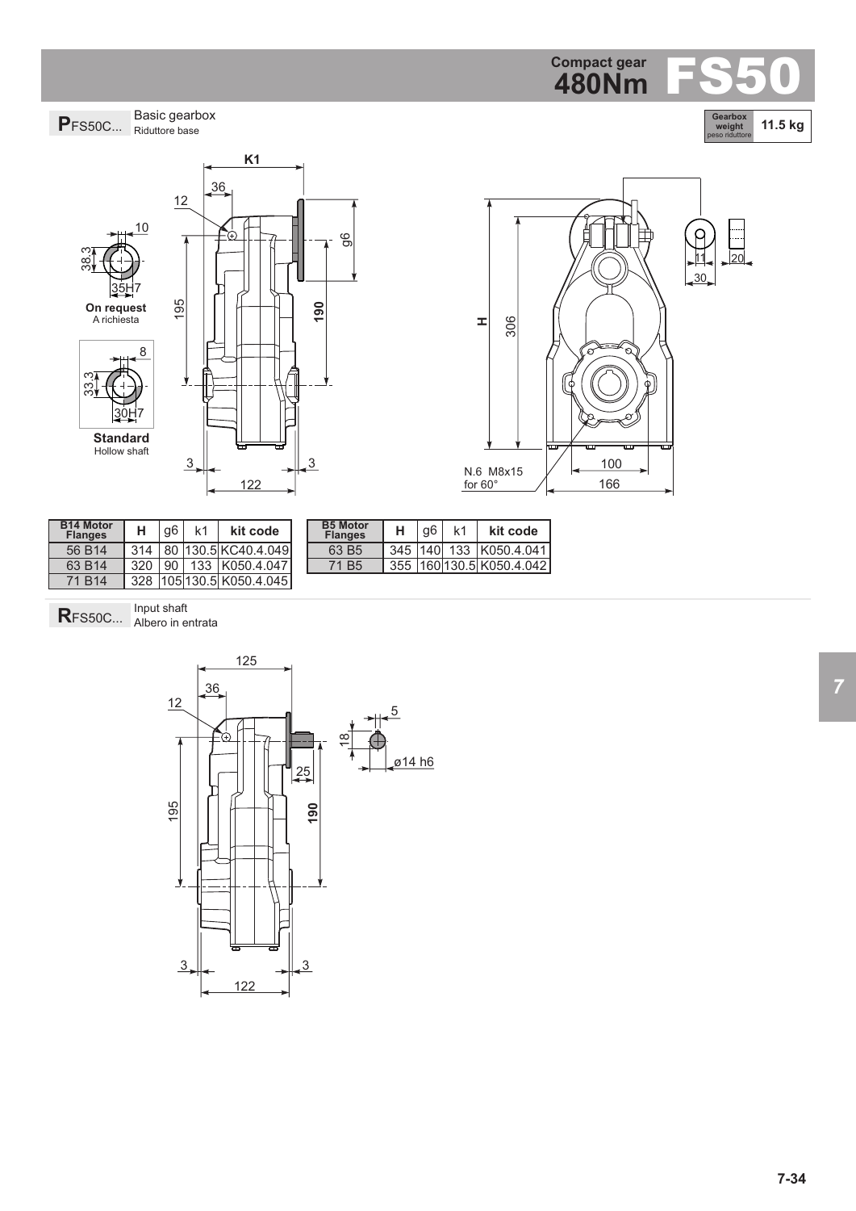# Compact gear 480Nm FS50

**P**FS50C... Basic gearbox
Riduttore base

| Gearbox weight peso riduttore | 11.5 kg |
|---|---|

K1
36
12
10
38.3
35H7
**On request**
A richiesta
8
33.3
30H7
**Standard**
Hollow shaft
195
190
g6
3
3
122
H
306
11
20
30
100
166
N.6 M8x15
for 60°

| B14 Motor Flanges | H | g6 | k1 | kit code |
|---|---|---|---|---|
| 56 B14 | 314 | 80 | 130.5 | KC40.4.049 |
| 63 B14 | 320 | 90 | 133 | K050.4.047 |
| 71 B14 | 328 | 105 | 130.5 | K050.4.045 |

| B5 Motor Flanges | H | g6 | k1 | kit code |
|---|---|---|---|---|
| 63 B5 | 345 | 140 | 133 | K050.4.041 |
| 71 B5 | 355 | 160 | 130.5 | K050.4.042 |

**R**FS50C... Input shaft
Albero in entrata

125
36
12
5
18
ø14 h6
25
195
190
3
3
122